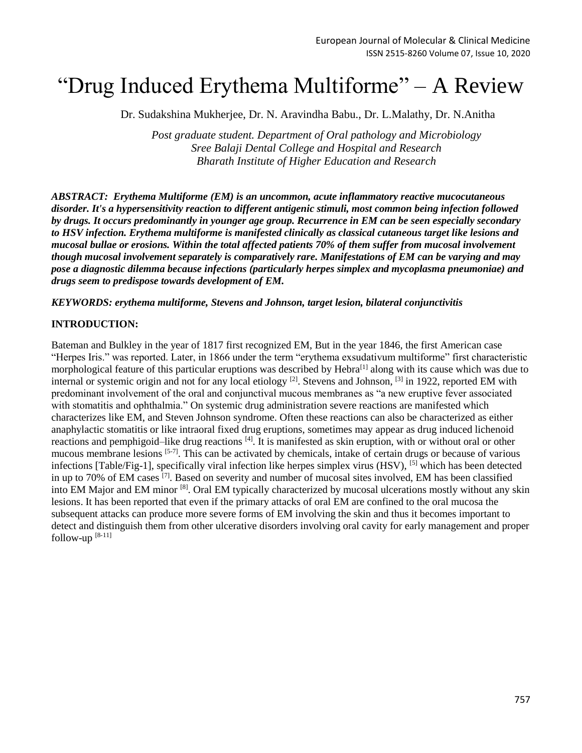# "Drug Induced Erythema Multiforme" – A Review

Dr. Sudakshina Mukherjee, Dr. N. Aravindha Babu., Dr. L.Malathy, Dr. N.Anitha

*Post graduate student. Department of Oral pathology and Microbiology*
*Sree Balaji Dental College and Hospital and Research*
*Bharath Institute of Higher Education and Research*

***ABSTRACT: Erythema Multiforme (EM) is an uncommon, acute inflammatory reactive mucocutaneous disorder. It's a hypersensitivity reaction to different antigenic stimuli, most common being infection followed by drugs. It occurs predominantly in younger age group. Recurrence in EM can be seen especially secondary to HSV infection. Erythema multiforme is manifested clinically as classical cutaneous target like lesions and mucosal bullae or erosions. Within the total affected patients 70% of them suffer from mucosal involvement though mucosal involvement separately is comparatively rare. Manifestations of EM can be varying and may pose a diagnostic dilemma because infections (particularly herpes simplex and mycoplasma pneumoniae) and drugs seem to predispose towards development of EM.***

***KEYWORDS: erythema multiforme, Stevens and Johnson, target lesion, bilateral conjunctivitis***

## INTRODUCTION:

Bateman and Bulkley in the year of 1817 first recognized EM, But in the year 1846, the first American case "Herpes Iris." was reported. Later, in 1866 under the term "erythema exsudativum multiforme" first characteristic morphological feature of this particular eruptions was described by Hebra[1] along with its cause which was due to internal or systemic origin and not for any local etiology [2]. Stevens and Johnson, [3] in 1922, reported EM with predominant involvement of the oral and conjunctival mucous membranes as "a new eruptive fever associated with stomatitis and ophthalmia." On systemic drug administration severe reactions are manifested which characterizes like EM, and Steven Johnson syndrome. Often these reactions can also be characterized as either anaphylactic stomatitis or like intraoral fixed drug eruptions, sometimes may appear as drug induced lichenoid reactions and pemphigoid–like drug reactions [4]. It is manifested as skin eruption, with or without oral or other mucous membrane lesions [5-7]. This can be activated by chemicals, intake of certain drugs or because of various infections [Table/Fig-1], specifically viral infection like herpes simplex virus (HSV), [5] which has been detected in up to 70% of EM cases [7]. Based on severity and number of mucosal sites involved, EM has been classified into EM Major and EM minor [8]. Oral EM typically characterized by mucosal ulcerations mostly without any skin lesions. It has been reported that even if the primary attacks of oral EM are confined to the oral mucosa the subsequent attacks can produce more severe forms of EM involving the skin and thus it becomes important to detect and distinguish them from other ulcerative disorders involving oral cavity for early management and proper follow-up [8-11]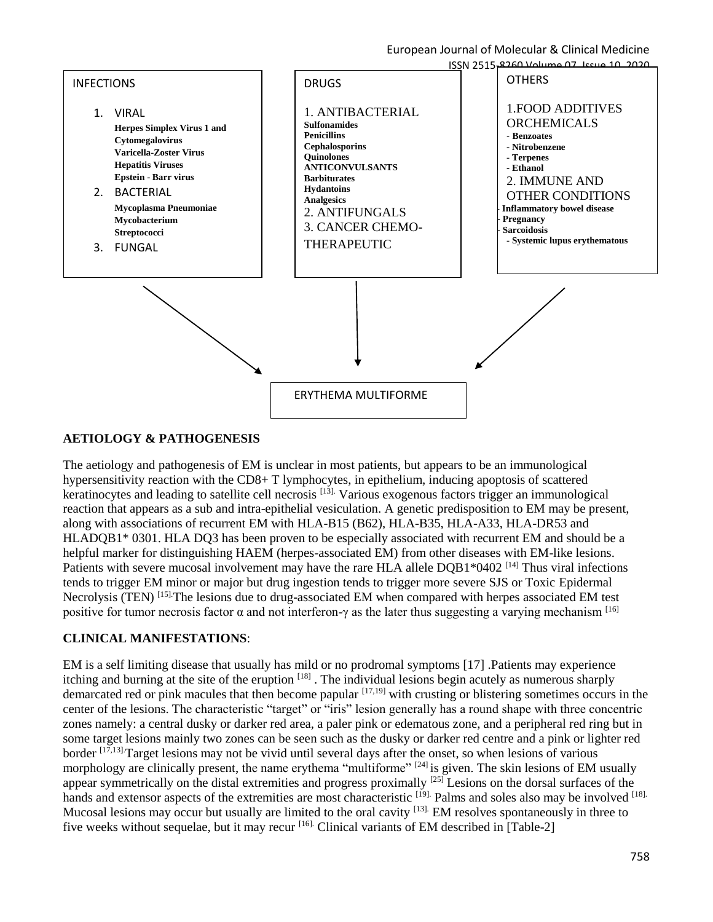INFECTIONS

1. VIRAL
   - **Herpes Simplex Virus 1 and Cytomegalovirus**
   - **Varicella-Zoster Virus**
   - **Hepatitis Viruses**
   - **Epstein - Barr virus**
2. BACTERIAL
   - **Mycoplasma Pneumoniae**
   - **Mycobacterium**
   - **Streptococci**
3. FUNGAL

DRUGS

1. ANTIBACTERIAL
   - **Sulfonamides**
   - **Penicillins**
   - **Cephalosporins**
   - **Quinolones**

   **ANTICONVULSANTS**
   - **Barbiturates**
   - **Hydantoins**
   - **Analgesics**
2. ANTIFUNGALS
3. CANCER CHEMO-THERAPEUTIC

OTHERS

1. FOOD ADDITIVES ORCHEMICALS
   - **Benzoates**
   - **Nitrobenzene**
   - **Terpenes**
   - **Ethanol**
2. IMMUNE AND OTHER CONDITIONS
   - **Inflammatory bowel disease**
   - **Pregnancy**
   - **Sarcoidosis**
   - **Systemic lupus erythematous**

→ ERYTHEMA MULTIFORME

**AETIOLOGY & PATHOGENESIS**

The aetiology and pathogenesis of EM is unclear in most patients, but appears to be an immunological hypersensitivity reaction with the CD8+ T lymphocytes, in epithelium, inducing apoptosis of scattered keratinocytes and leading to satellite cell necrosis [13]. Various exogenous factors trigger an immunological reaction that appears as a sub and intra-epithelial vesiculation. A genetic predisposition to EM may be present, along with associations of recurrent EM with HLA-B15 (B62), HLA-B35, HLA-A33, HLA-DR53 and HLADQB1* 0301. HLA DQ3 has been proven to be especially associated with recurrent EM and should be a helpful marker for distinguishing HAEM (herpes-associated EM) from other diseases with EM-like lesions. Patients with severe mucosal involvement may have the rare HLA allele DQB1*0402 [14] Thus viral infections tends to trigger EM minor or major but drug ingestion tends to trigger more severe SJS or Toxic Epidermal Necrolysis (TEN) [15].The lesions due to drug-associated EM when compared with herpes associated EM test positive for tumor necrosis factor α and not interferon-γ as the later thus suggesting a varying mechanism [16]

**CLINICAL MANIFESTATIONS**:

EM is a self limiting disease that usually has mild or no prodromal symptoms [17] .Patients may experience itching and burning at the site of the eruption [18] . The individual lesions begin acutely as numerous sharply demarcated red or pink macules that then become papular [17,19] with crusting or blistering sometimes occurs in the center of the lesions. The characteristic "target" or "iris" lesion generally has a round shape with three concentric zones namely: a central dusky or darker red area, a paler pink or edematous zone, and a peripheral red ring but in some target lesions mainly two zones can be seen such as the dusky or darker red centre and a pink or lighter red border [17,13].Target lesions may not be vivid until several days after the onset, so when lesions of various morphology are clinically present, the name erythema "multiforme" [24] is given. The skin lesions of EM usually appear symmetrically on the distal extremities and progress proximally [25] Lesions on the dorsal surfaces of the hands and extensor aspects of the extremities are most characteristic [19]. Palms and soles also may be involved [18]. Mucosal lesions may occur but usually are limited to the oral cavity [13]. EM resolves spontaneously in three to five weeks without sequelae, but it may recur [16]. Clinical variants of EM described in [Table-2]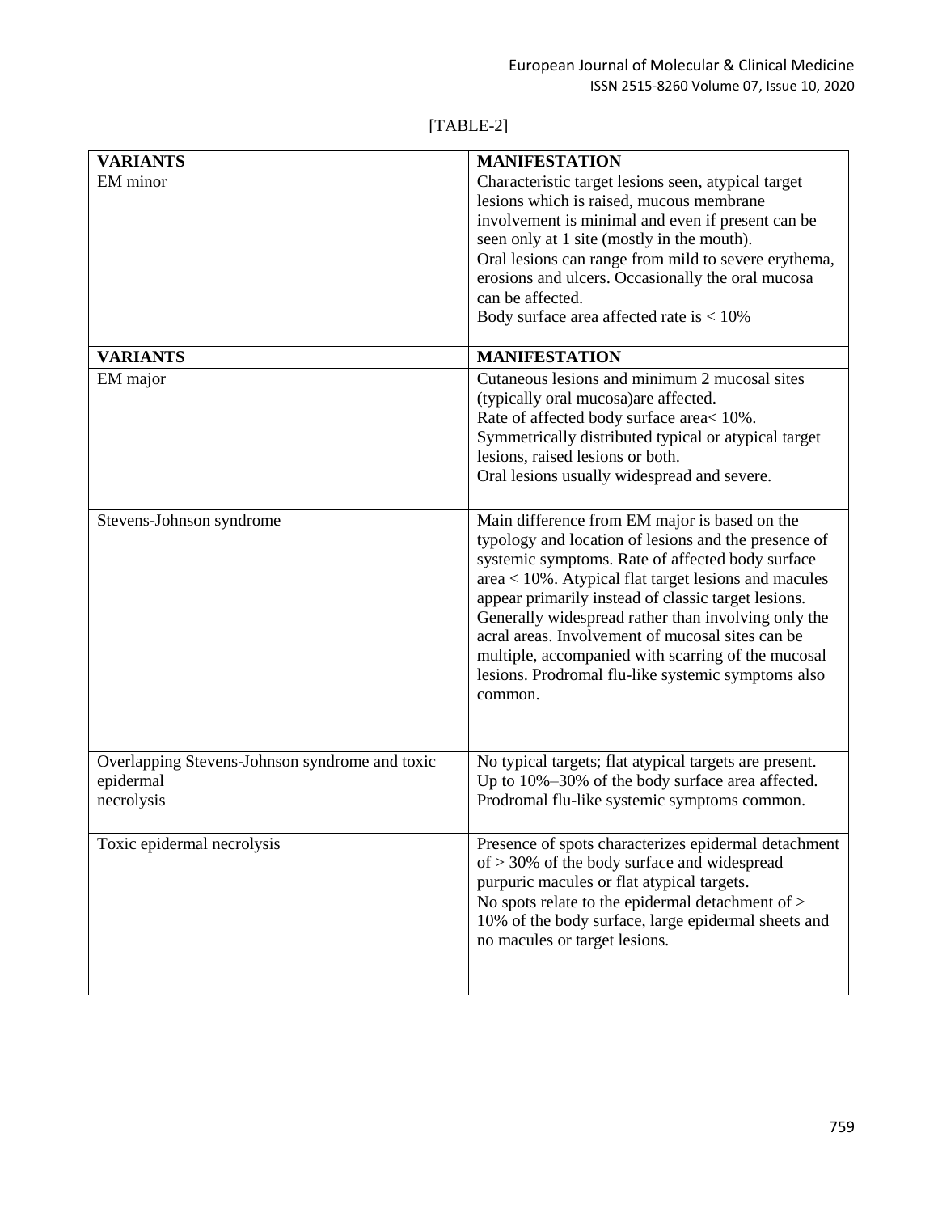[TABLE-2]

| VARIANTS | MANIFESTATION |
|---|---|
| EM minor | Characteristic target lesions seen, atypical target lesions which is raised, mucous membrane involvement is minimal and even if present can be seen only at 1 site (mostly in the mouth). Oral lesions can range from mild to severe erythema, erosions and ulcers. Occasionally the oral mucosa can be affected. Body surface area affected rate is < 10% |
| **VARIANTS** | **MANIFESTATION** |
| EM major | Cutaneous lesions and minimum 2 mucosal sites (typically oral mucosa)are affected. Rate of affected body surface area< 10%. Symmetrically distributed typical or atypical target lesions, raised lesions or both. Oral lesions usually widespread and severe. |
| Stevens-Johnson syndrome | Main difference from EM major is based on the typology and location of lesions and the presence of systemic symptoms. Rate of affected body surface area < 10%. Atypical flat target lesions and macules appear primarily instead of classic target lesions. Generally widespread rather than involving only the acral areas. Involvement of mucosal sites can be multiple, accompanied with scarring of the mucosal lesions. Prodromal flu-like systemic symptoms also common. |
| Overlapping Stevens-Johnson syndrome and toxic epidermal necrolysis | No typical targets; flat atypical targets are present. Up to 10%–30% of the body surface area affected. Prodromal flu-like systemic symptoms common. |
| Toxic epidermal necrolysis | Presence of spots characterizes epidermal detachment of > 30% of the body surface and widespread purpuric macules or flat atypical targets. No spots relate to the epidermal detachment of > 10% of the body surface, large epidermal sheets and no macules or target lesions. |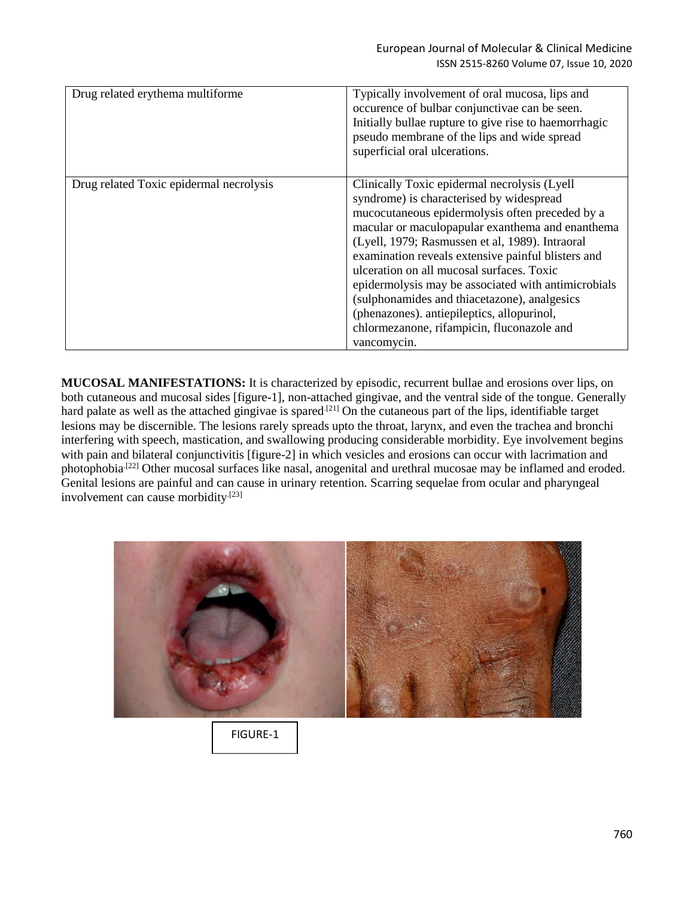| Drug related erythema multiforme | Typically involvement of oral mucosa, lips and occurence of bulbar conjunctivae can be seen. Initially bullae rupture to give rise to haemorrhagic pseudo membrane of the lips and wide spread superficial oral ulcerations. |
|---|---|
| Drug related Toxic epidermal necrolysis | Clinically Toxic epidermal necrolysis (Lyell syndrome) is characterised by widespread mucocutaneous epidermolysis often preceded by a macular or maculopapular exanthema and enanthema (Lyell, 1979; Rasmussen et al, 1989). Intraoral examination reveals extensive painful blisters and ulceration on all mucosal surfaces. Toxic epidermolysis may be associated with antimicrobials (sulphonamides and thiacetazone), analgesics (phenazones). antiepileptics, allopurinol, chlormezanone, rifampicin, fluconazole and vancomycin. |

**MUCOSAL MANIFESTATIONS:** It is characterized by episodic, recurrent bullae and erosions over lips, on both cutaneous and mucosal sides [figure-1], non-attached gingivae, and the ventral side of the tongue. Generally hard palate as well as the attached gingivae is spared.[21] On the cutaneous part of the lips, identifiable target lesions may be discernible. The lesions rarely spreads upto the throat, larynx, and even the trachea and bronchi interfering with speech, mastication, and swallowing producing considerable morbidity. Eye involvement begins with pain and bilateral conjunctivitis [figure-2] in which vesicles and erosions can occur with lacrimation and photophobia.[22] Other mucosal surfaces like nasal, anogenital and urethral mucosae may be inflamed and eroded. Genital lesions are painful and can cause in urinary retention. Scarring sequelae from ocular and pharyngeal involvement can cause morbidity.[23]

FIGURE-1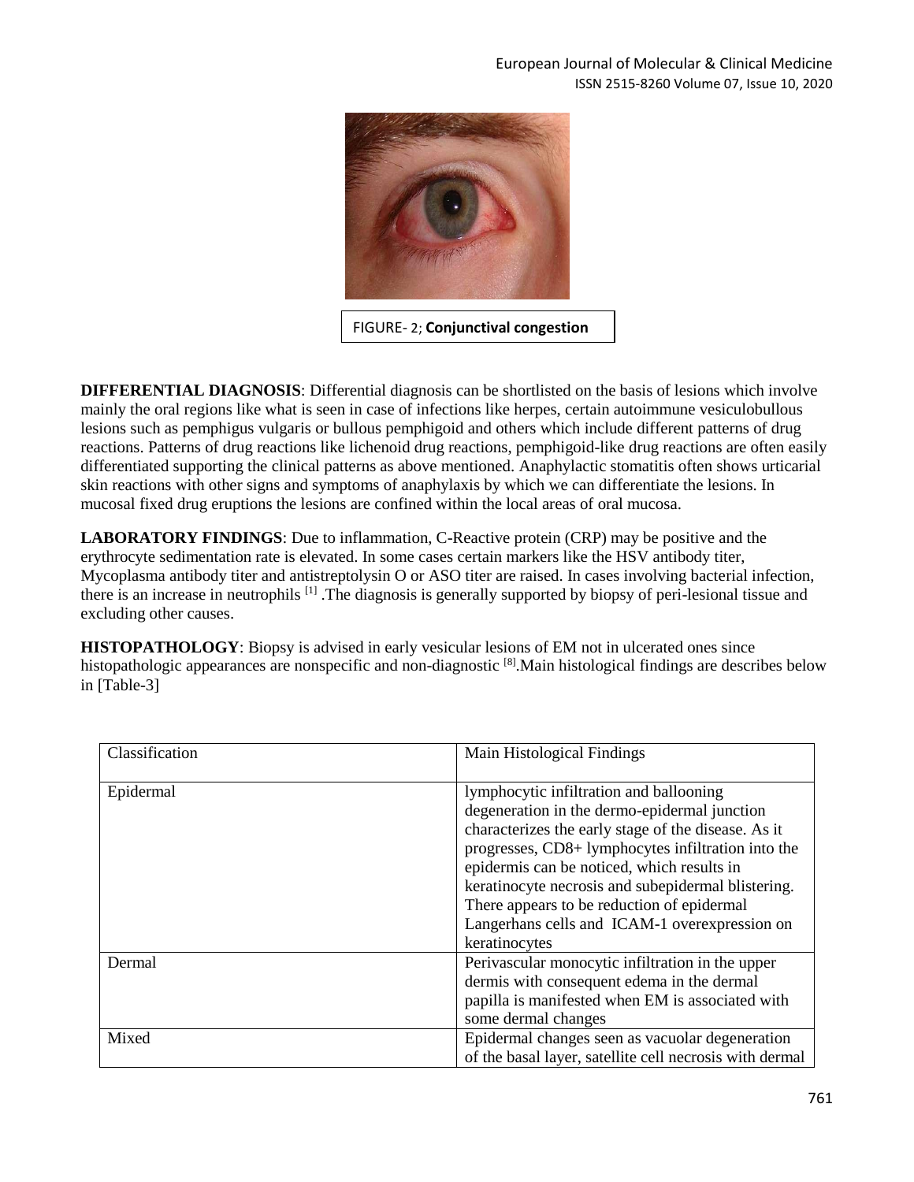FIGURE- 2; **Conjunctival congestion**

**DIFFERENTIAL DIAGNOSIS**: Differential diagnosis can be shortlisted on the basis of lesions which involve mainly the oral regions like what is seen in case of infections like herpes, certain autoimmune vesiculobullous lesions such as pemphigus vulgaris or bullous pemphigoid and others which include different patterns of drug reactions. Patterns of drug reactions like lichenoid drug reactions, pemphigoid-like drug reactions are often easily differentiated supporting the clinical patterns as above mentioned. Anaphylactic stomatitis often shows urticarial skin reactions with other signs and symptoms of anaphylaxis by which we can differentiate the lesions. In mucosal fixed drug eruptions the lesions are confined within the local areas of oral mucosa.

**LABORATORY FINDINGS**: Due to inflammation, C-Reactive protein (CRP) may be positive and the erythrocyte sedimentation rate is elevated. In some cases certain markers like the HSV antibody titer, Mycoplasma antibody titer and antistreptolysin O or ASO titer are raised. In cases involving bacterial infection, there is an increase in neutrophils [1] .The diagnosis is generally supported by biopsy of peri-lesional tissue and excluding other causes.

**HISTOPATHOLOGY**: Biopsy is advised in early vesicular lesions of EM not in ulcerated ones since histopathologic appearances are nonspecific and non-diagnostic [8].Main histological findings are describes below in [Table-3]

| Classification | Main Histological Findings |
|---|---|
| Epidermal | lymphocytic infiltration and ballooning degeneration in the dermo-epidermal junction characterizes the early stage of the disease. As it progresses, CD8+ lymphocytes infiltration into the epidermis can be noticed, which results in keratinocyte necrosis and subepidermal blistering. There appears to be reduction of epidermal Langerhans cells and ICAM-1 overexpression on keratinocytes |
| Dermal | Perivascular monocytic infiltration in the upper dermis with consequent edema in the dermal papilla is manifested when EM is associated with some dermal changes |
| Mixed | Epidermal changes seen as vacuolar degeneration of the basal layer, satellite cell necrosis with dermal |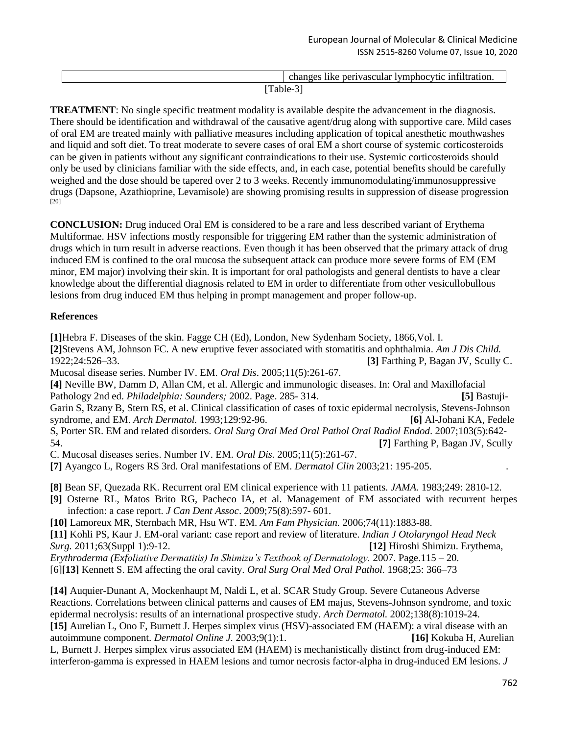|  | changes like perivascular lymphocytic infiltration. |
|---|---|

[Table-3]

**TREATMENT**: No single specific treatment modality is available despite the advancement in the diagnosis. There should be identification and withdrawal of the causative agent/drug along with supportive care. Mild cases of oral EM are treated mainly with palliative measures including application of topical anesthetic mouthwashes and liquid and soft diet. To treat moderate to severe cases of oral EM a short course of systemic corticosteroids can be given in patients without any significant contraindications to their use. Systemic corticosteroids should only be used by clinicians familiar with the side effects, and, in each case, potential benefits should be carefully weighed and the dose should be tapered over 2 to 3 weeks. Recently immunomodulating/immunosuppressive drugs (Dapsone, Azathioprine, Levamisole) are showing promising results in suppression of disease progression [20]

**CONCLUSION:** Drug induced Oral EM is considered to be a rare and less described variant of Erythema Multiformae. HSV infections mostly responsible for triggering EM rather than the systemic administration of drugs which in turn result in adverse reactions. Even though it has been observed that the primary attack of drug induced EM is confined to the oral mucosa the subsequent attack can produce more severe forms of EM (EM minor, EM major) involving their skin. It is important for oral pathologists and general dentists to have a clear knowledge about the differential diagnosis related to EM in order to differentiate from other vesicullobullous lesions from drug induced EM thus helping in prompt management and proper follow-up.

**References**

**[1]**Hebra F. Diseases of the skin. Fagge CH (Ed), London, New Sydenham Society, 1866,Vol. I.
**[2]**Stevens AM, Johnson FC. A new eruptive fever associated with stomatitis and ophthalmia. *Am J Dis Child.* 1922;24:526–33.
**[3]** Farthing P, Bagan JV, Scully C. Mucosal disease series. Number IV. EM. *Oral Dis*. 2005;11(5):261-67.
**[4]** Neville BW, Damm D, Allan CM, et al. Allergic and immunologic diseases. In: Oral and Maxillofacial Pathology 2nd ed. *Philadelphia: Saunders;* 2002. Page. 285- 314.
**[5]** Bastuji-Garin S, Rzany B, Stern RS, et al. Clinical classification of cases of toxic epidermal necrolysis, Stevens-Johnson syndrome, and EM. *Arch Dermatol.* 1993;129:92-96.
**[6]** Al-Johani KA, Fedele S, Porter SR. EM and related disorders. *Oral Surg Oral Med Oral Pathol Oral Radiol Endod*. 2007;103(5):642-54.
**[7]** Farthing P, Bagan JV, Scully C. Mucosal diseases series. Number IV. EM. *Oral Dis.* 2005;11(5):261-67.
**[7]** Ayangco L, Rogers RS 3rd. Oral manifestations of EM. *Dermatol Clin* 2003;21: 195-205.

**[8]** Bean SF, Quezada RK. Recurrent oral EM clinical experience with 11 patients. *JAMA.* 1983;249: 2810-12.
**[9]** Osterne RL, Matos Brito RG, Pacheco IA, et al. Management of EM associated with recurrent herpes infection: a case report. *J Can Dent Assoc*. 2009;75(8):597- 601.
**[10]** Lamoreux MR, Sternbach MR, Hsu WT. EM. *Am Fam Physician.* 2006;74(11):1883-88.
**[11]** Kohli PS, Kaur J. EM-oral variant: case report and review of literature. *Indian J Otolaryngol Head Neck Surg.* 2011;63(Suppl 1):9-12.
**[12]** Hiroshi Shimizu. Erythema, *Erythroderma (Exfoliative Dermatitis) In Shimizu's Textbook of Dermatology.* 2007. Page.115 – 20.
[6]**[13]** Kennett S. EM affecting the oral cavity. *Oral Surg Oral Med Oral Pathol.* 1968;25: 366–73

**[14]** Auquier-Dunant A, Mockenhaupt M, Naldi L, et al. SCAR Study Group. Severe Cutaneous Adverse Reactions. Correlations between clinical patterns and causes of EM majus, Stevens-Johnson syndrome, and toxic epidermal necrolysis: results of an international prospective study. *Arch Dermatol.* 2002;138(8):1019-24.
**[15]** Aurelian L, Ono F, Burnett J. Herpes simplex virus (HSV)-associated EM (HAEM): a viral disease with an autoimmune component. *Dermatol Online J.* 2003;9(1):1.
**[16]** Kokuba H, Aurelian L, Burnett J. Herpes simplex virus associated EM (HAEM) is mechanistically distinct from drug-induced EM: interferon-gamma is expressed in HAEM lesions and tumor necrosis factor-alpha in drug-induced EM lesions. *J*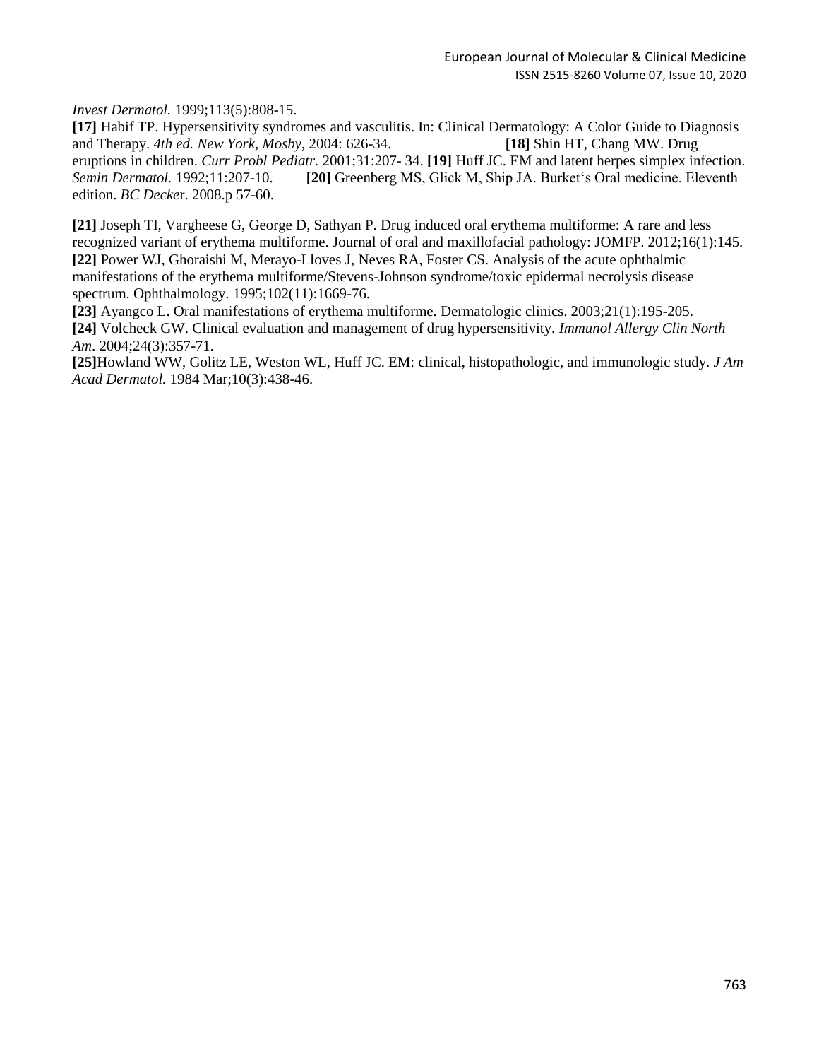*Invest Dermatol.* 1999;113(5):808-15.

**[17]** Habif TP. Hypersensitivity syndromes and vasculitis. In: Clinical Dermatology: A Color Guide to Diagnosis and Therapy. *4th ed. New York, Mosby*, 2004: 626-34.

**[18]** Shin HT, Chang MW. Drug eruptions in children. *Curr Probl Pediatr.* 2001;31:207- 34.

**[19]** Huff JC. EM and latent herpes simplex infection. *Semin Dermatol.* 1992;11:207-10.

**[20]** Greenberg MS, Glick M, Ship JA. Burket's Oral medicine. Eleventh edition. *BC Decke*r. 2008.p 57-60.

**[21]** Joseph TI, Vargheese G, George D, Sathyan P. Drug induced oral erythema multiforme: A rare and less recognized variant of erythema multiforme. Journal of oral and maxillofacial pathology: JOMFP. 2012;16(1):145.

**[22]** Power WJ, Ghoraishi M, Merayo-Lloves J, Neves RA, Foster CS. Analysis of the acute ophthalmic manifestations of the erythema multiforme/Stevens-Johnson syndrome/toxic epidermal necrolysis disease spectrum. Ophthalmology. 1995;102(11):1669-76.

**[23]** Ayangco L. Oral manifestations of erythema multiforme. Dermatologic clinics. 2003;21(1):195-205.

**[24]** Volcheck GW. Clinical evaluation and management of drug hypersensitivity. *Immunol Allergy Clin North Am*. 2004;24(3):357-71.

**[25]**Howland WW, Golitz LE, Weston WL, Huff JC. EM: clinical, histopathologic, and immunologic study. *J Am Acad Dermatol.* 1984 Mar;10(3):438-46.